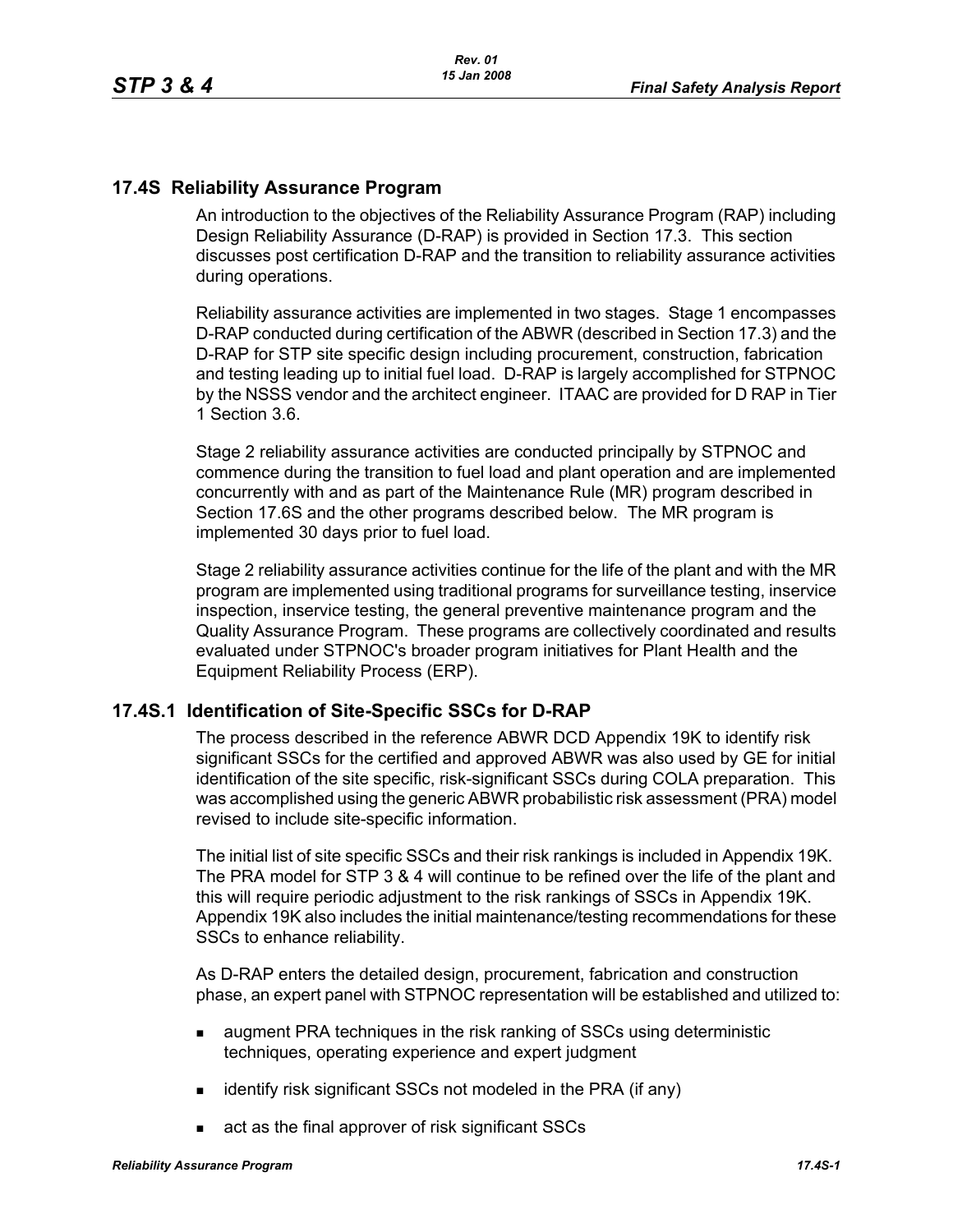## 17.4S Reliability Assurance Program

An introduction to the objectives of the Reliability Assurance Program (RAP) including Design Reliability Assurance (D-RAP) is provided in Section 17.3. This section discusses post certification D-RAP and the transition to reliability assurance activities during operations.

Reliability assurance activities are implemented in two stages. Stage 1 encompasses D-RAP conducted during certification of the ABWR (described in Section 17.3) and the D-RAP for STP site specific design including procurement, construction, fabrication and testing leading up to initial fuel load. D-RAP is largely accomplished for STPNOC by the NSSS vendor and the architect engineer. ITAAC are provided for D RAP in Tier 1 Section 3.6.

Stage 2 reliability assurance activities are conducted principally by STPNOC and commence during the transition to fuel load and plant operation and are implemented concurrently with and as part of the Maintenance Rule (MR) program described in Section 17.6S and the other programs described below. The MR program is implemented 30 days prior to fuel load.

Stage 2 reliability assurance activities continue for the life of the plant and with the MR program are implemented using traditional programs for surveillance testing, inservice inspection, inservice testing, the general preventive maintenance program and the Quality Assurance Program. These programs are collectively coordinated and results evaluated under STPNOC's broader program initiatives for Plant Health and the Equipment Reliability Process (ERP).

### 17.4S.1 Identification of Site-Specific SSCs for D-RAP

The process described in the reference ABWR DCD Appendix 19K to identify risk significant SSCs for the certified and approved ABWR was also used by GE for initial identification of the site specific, risk-significant SSCs during COLA preparation. This was accomplished using the generic ABWR probabilistic risk assessment (PRA) model revised to include site-specific information.

The initial list of site specific SSCs and their risk rankings is included in Appendix 19K. The PRA model for STP 3 & 4 will continue to be refined over the life of the plant and this will require periodic adjustment to the risk rankings of SSCs in Appendix 19K. Appendix 19K also includes the initial maintenance/testing recommendations for these SSCs to enhance reliability.

As D-RAP enters the detailed design, procurement, fabrication and construction phase, an expert panel with STPNOC representation will be established and utilized to:

- augment PRA techniques in the risk ranking of SSCs using deterministic techniques, operating experience and expert judgment
- identify risk significant SSCs not modeled in the PRA (if any)
- act as the final approver of risk significant SSCs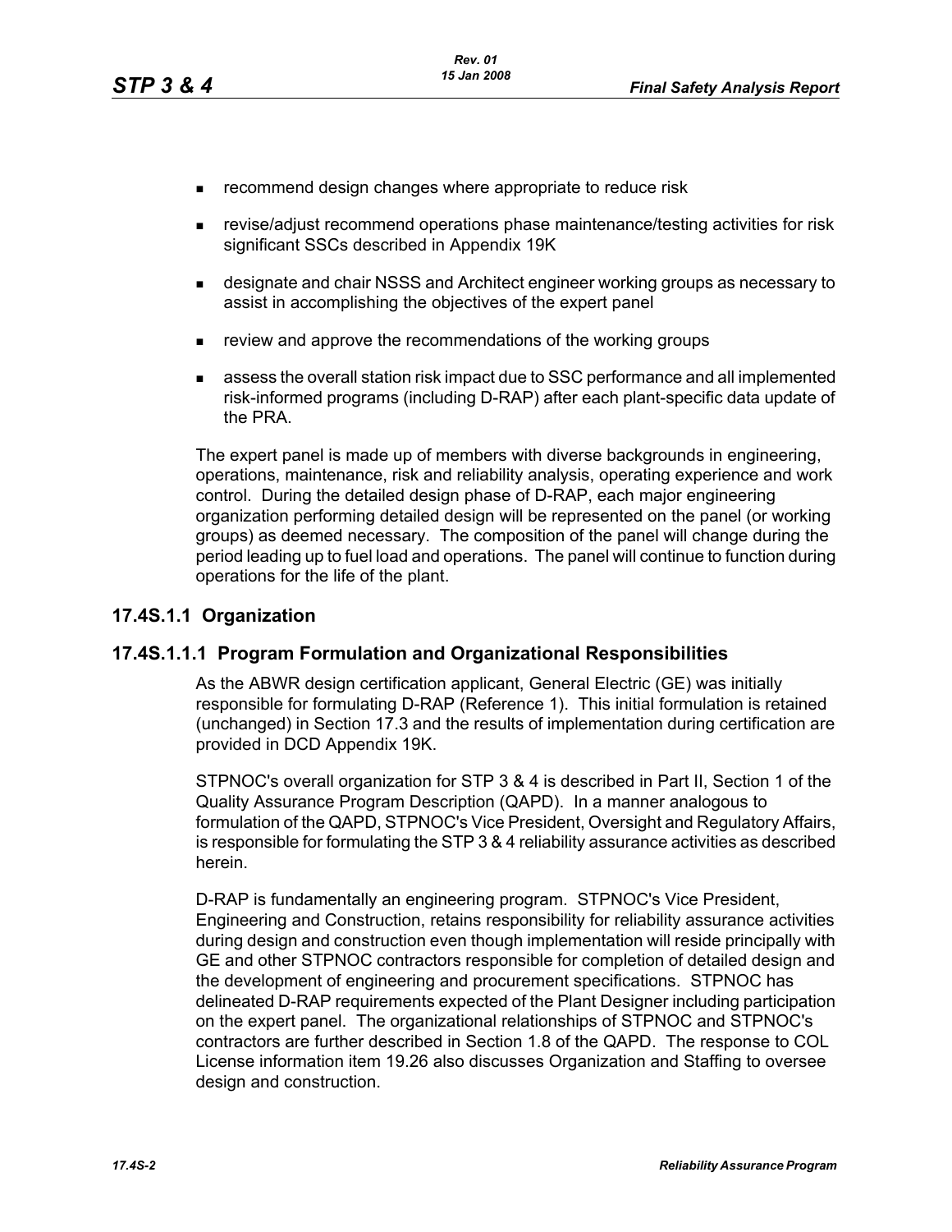- recommend design changes where appropriate to reduce risk
- revise/adjust recommend operations phase maintenance/testing activities for risk significant SSCs described in Appendix 19K
- designate and chair NSSS and Architect engineer working groups as necessary to assist in accomplishing the objectives of the expert panel
- review and approve the recommendations of the working groups
- assess the overall station risk impact due to SSC performance and all implemented risk-informed programs (including D-RAP) after each plant-specific data update of the PRA.

The expert panel is made up of members with diverse backgrounds in engineering, operations, maintenance, risk and reliability analysis, operating experience and work control. During the detailed design phase of D-RAP, each major engineering organization performing detailed design will be represented on the panel (or working groups) as deemed necessary. The composition of the panel will change during the period leading up to fuel load and operations. The panel will continue to function during operations for the life of the plant.

## 17.4S.1.1 Organization

### 17.4S.1.1.1 Program Formulation and Organizational Responsibilities

As the ABWR design certification applicant, General Electric (GE) was initially responsible for formulating D-RAP (Reference 1). This initial formulation is retained (unchanged) in Section 17.3 and the results of implementation during certification are provided in DCD Appendix 19K.

STPNOC's overall organization for STP 3 & 4 is described in Part II, Section 1 of the Quality Assurance Program Description (QAPD). In a manner analogous to formulation of the QAPD, STPNOC's Vice President, Oversight and Regulatory Affairs, is responsible for formulating the STP 3 & 4 reliability assurance activities as described herein.

D-RAP is fundamentally an engineering program. STPNOC's Vice President, Engineering and Construction, retains responsibility for reliability assurance activities during design and construction even though implementation will reside principally with GE and other STPNOC contractors responsible for completion of detailed design and the development of engineering and procurement specifications. STPNOC has delineated D-RAP requirements expected of the Plant Designer including participation on the expert panel. The organizational relationships of STPNOC and STPNOC's contractors are further described in Section 1.8 of the QAPD. The response to COL License information item 19.26 also discusses Organization and Staffing to oversee design and construction.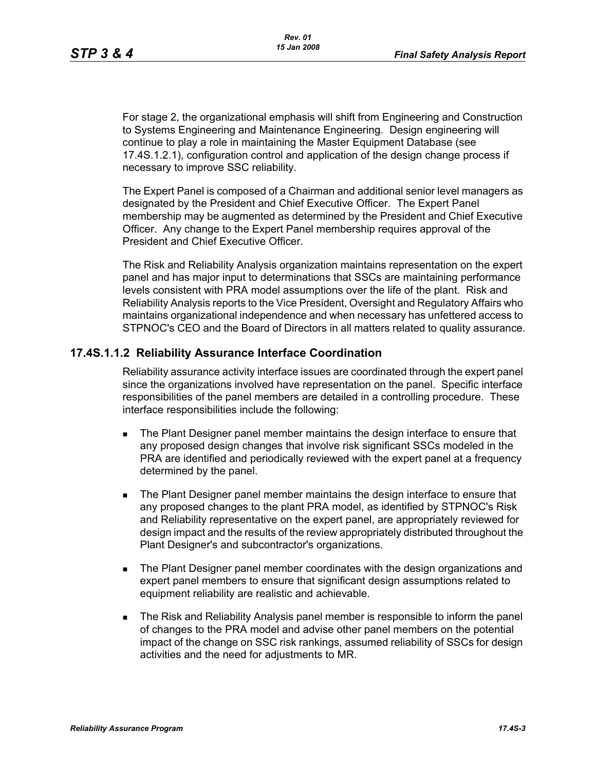For stage 2, the organizational emphasis will shift from Engineering and Construction to Systems Engineering and Maintenance Engineering. Design engineering will continue to play a role in maintaining the Master Equipment Database (see 17.4S.1.2.1), configuration control and application of the design change process if necessary to improve SSC reliability.

The Expert Panel is composed of a Chairman and additional senior level managers as designated by the President and Chief Executive Officer. The Expert Panel membership may be augmented as determined by the President and Chief Executive Officer. Any change to the Expert Panel membership requires approval of the President and Chief Executive Officer.

The Risk and Reliability Analysis organization maintains representation on the expert panel and has major input to determinations that SSCs are maintaining performance levels consistent with PRA model assumptions over the life of the plant. Risk and Reliability Analysis reports to the Vice President, Oversight and Regulatory Affairs who maintains organizational independence and when necessary has unfettered access to STPNOC's CEO and the Board of Directors in all matters related to quality assurance.

### 17.4S.1.1.2 Reliability Assurance Interface Coordination

Reliability assurance activity interface issues are coordinated through the expert panel since the organizations involved have representation on the panel. Specific interface responsibilities of the panel members are detailed in a controlling procedure. These interface responsibilities include the following:

- The Plant Designer panel member maintains the design interface to ensure that any proposed design changes that involve risk significant SSCs modeled in the PRA are identified and periodically reviewed with the expert panel at a frequency determined by the panel.
- The Plant Designer panel member maintains the design interface to ensure that any proposed changes to the plant PRA model, as identified by STPNOC's Risk and Reliability representative on the expert panel, are appropriately reviewed for design impact and the results of the review appropriately distributed throughout the Plant Designer's and subcontractor's organizations.
- The Plant Designer panel member coordinates with the design organizations and expert panel members to ensure that significant design assumptions related to equipment reliability are realistic and achievable.
- The Risk and Reliability Analysis panel member is responsible to inform the panel of changes to the PRA model and advise other panel members on the potential impact of the change on SSC risk rankings, assumed reliability of SSCs for design activities and the need for adjustments to MR.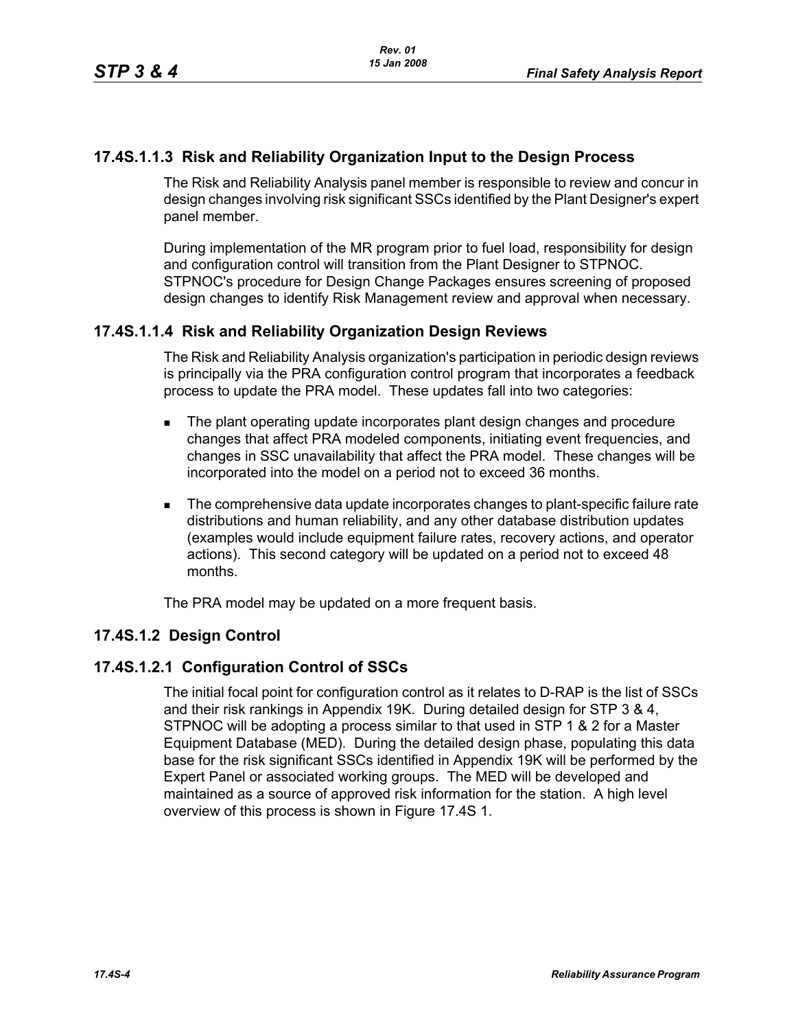### 17.4S.1.1.3 Risk and Reliability Organization Input to the Design Process

The Risk and Reliability Analysis panel member is responsible to review and concur in design changes involving risk significant SSCs identified by the Plant Designer's expert panel member.

During implementation of the MR program prior to fuel load, responsibility for design and configuration control will transition from the Plant Designer to STPNOC. STPNOC's procedure for Design Change Packages ensures screening of proposed design changes to identify Risk Management review and approval when necessary.

### 17.4S.1.1.4 Risk and Reliability Organization Design Reviews

The Risk and Reliability Analysis organization's participation in periodic design reviews is principally via the PRA configuration control program that incorporates a feedback process to update the PRA model. These updates fall into two categories:

- The plant operating update incorporates plant design changes and procedure changes that affect PRA modeled components, initiating event frequencies, and changes in SSC unavailability that affect the PRA model. These changes will be incorporated into the model on a period not to exceed 36 months.
- The comprehensive data update incorporates changes to plant-specific failure rate distributions and human reliability, and any other database distribution updates (examples would include equipment failure rates, recovery actions, and operator actions). This second category will be updated on a period not to exceed 48 months.

The PRA model may be updated on a more frequent basis.

## 17.4S.1.2 Design Control

### 17.4S.1.2.1 Configuration Control of SSCs

The initial focal point for configuration control as it relates to D-RAP is the list of SSCs and their risk rankings in Appendix 19K. During detailed design for STP 3 & 4, STPNOC will be adopting a process similar to that used in STP 1 & 2 for a Master Equipment Database (MED). During the detailed design phase, populating this data base for the risk significant SSCs identified in Appendix 19K will be performed by the Expert Panel or associated working groups. The MED will be developed and maintained as a source of approved risk information for the station. A high level overview of this process is shown in Figure 17.4S 1.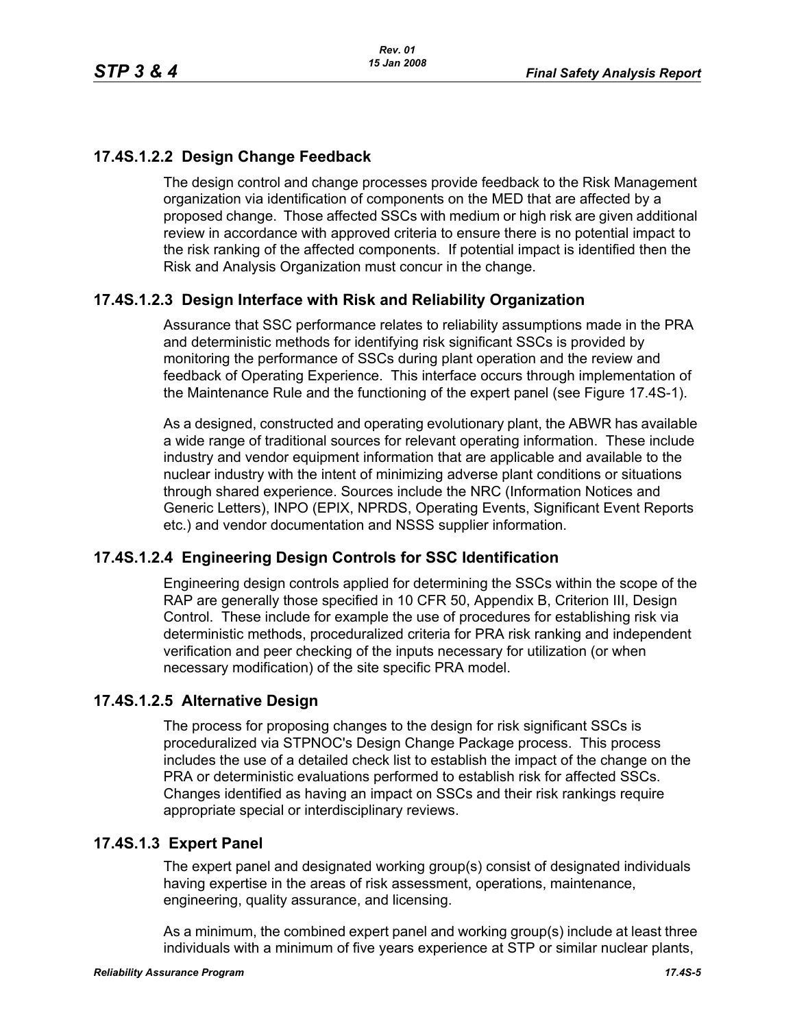### 17.4S.1.2.2 Design Change Feedback

The design control and change processes provide feedback to the Risk Management organization via identification of components on the MED that are affected by a proposed change. Those affected SSCs with medium or high risk are given additional review in accordance with approved criteria to ensure there is no potential impact to the risk ranking of the affected components. If potential impact is identified then the Risk and Analysis Organization must concur in the change.

### 17.4S.1.2.3 Design Interface with Risk and Reliability Organization

Assurance that SSC performance relates to reliability assumptions made in the PRA and deterministic methods for identifying risk significant SSCs is provided by monitoring the performance of SSCs during plant operation and the review and feedback of Operating Experience. This interface occurs through implementation of the Maintenance Rule and the functioning of the expert panel (see Figure 17.4S-1).

As a designed, constructed and operating evolutionary plant, the ABWR has available a wide range of traditional sources for relevant operating information. These include industry and vendor equipment information that are applicable and available to the nuclear industry with the intent of minimizing adverse plant conditions or situations through shared experience. Sources include the NRC (Information Notices and Generic Letters), INPO (EPIX, NPRDS, Operating Events, Significant Event Reports etc.) and vendor documentation and NSSS supplier information.

### 17.4S.1.2.4 Engineering Design Controls for SSC Identification

Engineering design controls applied for determining the SSCs within the scope of the RAP are generally those specified in 10 CFR 50, Appendix B, Criterion III, Design Control. These include for example the use of procedures for establishing risk via deterministic methods, proceduralized criteria for PRA risk ranking and independent verification and peer checking of the inputs necessary for utilization (or when necessary modification) of the site specific PRA model.

### 17.4S.1.2.5 Alternative Design

The process for proposing changes to the design for risk significant SSCs is proceduralized via STPNOC's Design Change Package process. This process includes the use of a detailed check list to establish the impact of the change on the PRA or deterministic evaluations performed to establish risk for affected SSCs. Changes identified as having an impact on SSCs and their risk rankings require appropriate special or interdisciplinary reviews.

## 17.4S.1.3 Expert Panel

The expert panel and designated working group(s) consist of designated individuals having expertise in the areas of risk assessment, operations, maintenance, engineering, quality assurance, and licensing.

As a minimum, the combined expert panel and working group(s) include at least three individuals with a minimum of five years experience at STP or similar nuclear plants,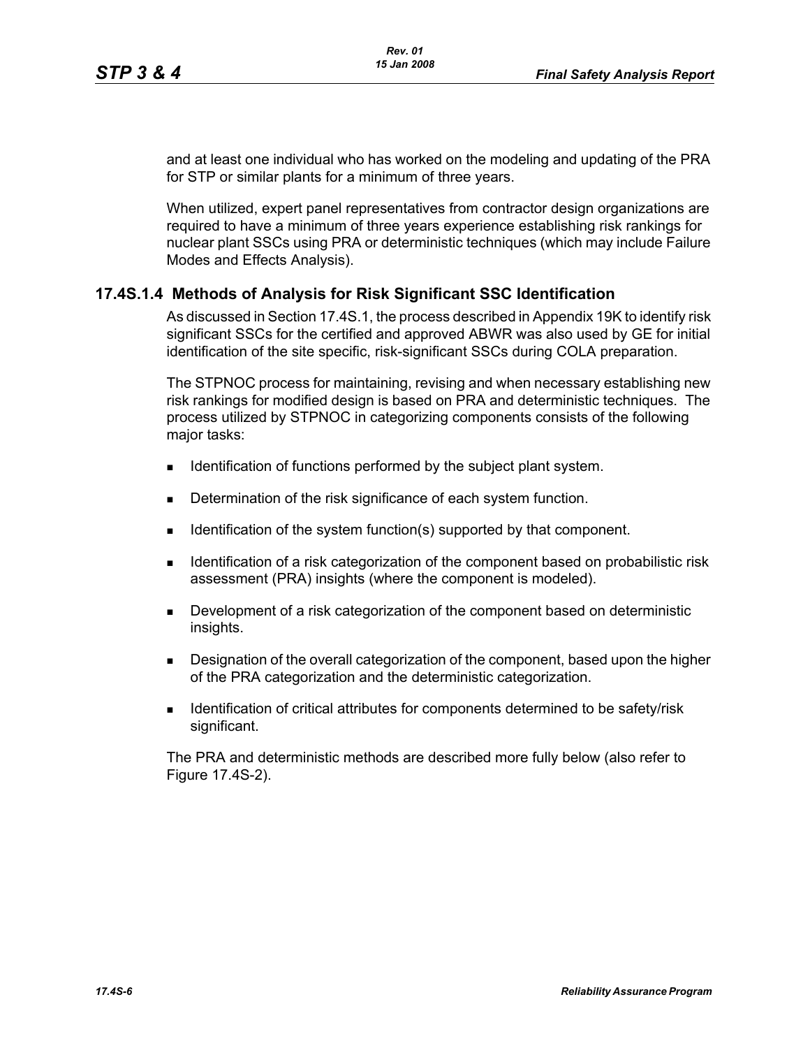and at least one individual who has worked on the modeling and updating of the PRA for STP or similar plants for a minimum of three years.

When utilized, expert panel representatives from contractor design organizations are required to have a minimum of three years experience establishing risk rankings for nuclear plant SSCs using PRA or deterministic techniques (which may include Failure Modes and Effects Analysis).

## 17.4S.1.4 Methods of Analysis for Risk Significant SSC Identification

As discussed in Section 17.4S.1, the process described in Appendix 19K to identify risk significant SSCs for the certified and approved ABWR was also used by GE for initial identification of the site specific, risk-significant SSCs during COLA preparation.

The STPNOC process for maintaining, revising and when necessary establishing new risk rankings for modified design is based on PRA and deterministic techniques. The process utilized by STPNOC in categorizing components consists of the following major tasks:

- Identification of functions performed by the subject plant system.
- Determination of the risk significance of each system function.
- Identification of the system function(s) supported by that component.
- Identification of a risk categorization of the component based on probabilistic risk assessment (PRA) insights (where the component is modeled).
- Development of a risk categorization of the component based on deterministic insights.
- Designation of the overall categorization of the component, based upon the higher of the PRA categorization and the deterministic categorization.
- Identification of critical attributes for components determined to be safety/risk significant.

The PRA and deterministic methods are described more fully below (also refer to Figure 17.4S-2).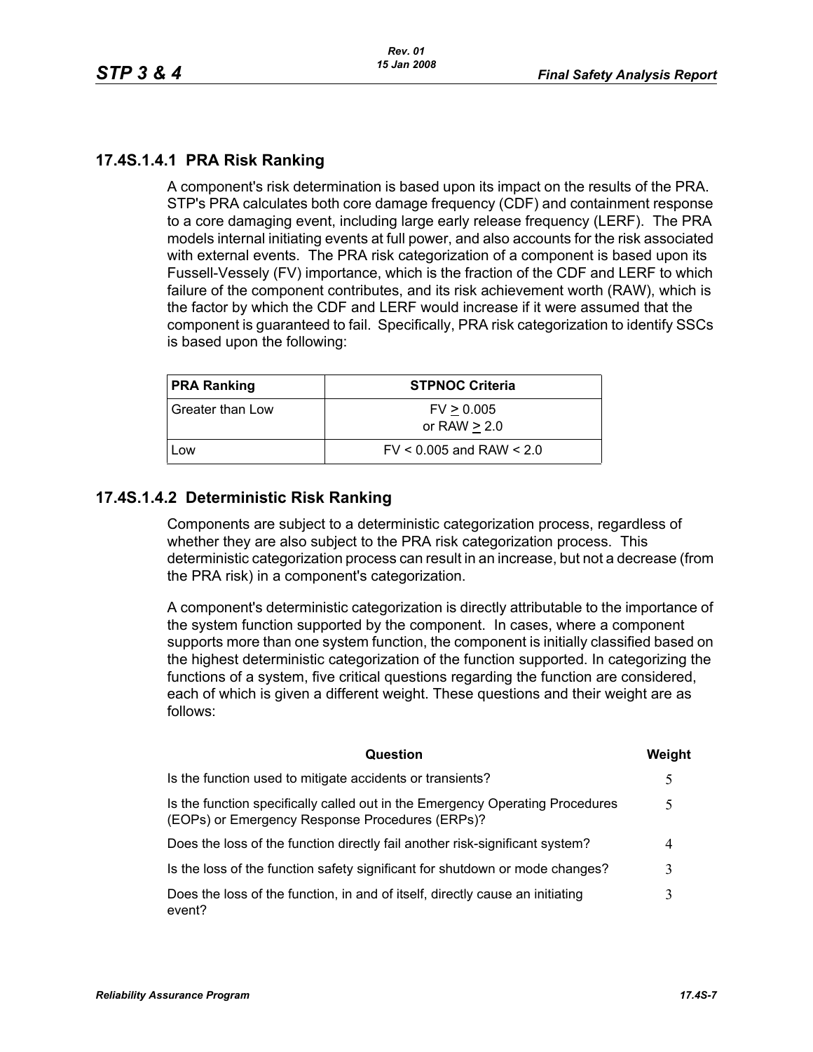### 17.4S.1.4.1 PRA Risk Ranking

A component's risk determination is based upon its impact on the results of the PRA. STP's PRA calculates both core damage frequency (CDF) and containment response to a core damaging event, including large early release frequency (LERF). The PRA models internal initiating events at full power, and also accounts for the risk associated with external events. The PRA risk categorization of a component is based upon its Fussell-Vessely (FV) importance, which is the fraction of the CDF and LERF to which failure of the component contributes, and its risk achievement worth (RAW), which is the factor by which the CDF and LERF would increase if it were assumed that the component is guaranteed to fail. Specifically, PRA risk categorization to identify SSCs is based upon the following:

| PRA Ranking | STPNOC Criteria |
|---|---|
| Greater than Low | FV $\geq$ 0.005<br>or RAW $\geq$ 2.0 |
| Low | FV < 0.005 and RAW < 2.0 |

### 17.4S.1.4.2 Deterministic Risk Ranking

Components are subject to a deterministic categorization process, regardless of whether they are also subject to the PRA risk categorization process. This deterministic categorization process can result in an increase, but not a decrease (from the PRA risk) in a component's categorization.

A component's deterministic categorization is directly attributable to the importance of the system function supported by the component. In cases, where a component supports more than one system function, the component is initially classified based on the highest deterministic categorization of the function supported. In categorizing the functions of a system, five critical questions regarding the function are considered, each of which is given a different weight. These questions and their weight are as follows:

| Question | Weight |
|---|---|
| Is the function used to mitigate accidents or transients? | 5 |
| Is the function specifically called out in the Emergency Operating Procedures (EOPs) or Emergency Response Procedures (ERPs)? | 5 |
| Does the loss of the function directly fail another risk-significant system? | 4 |
| Is the loss of the function safety significant for shutdown or mode changes? | 3 |
| Does the loss of the function, in and of itself, directly cause an initiating event? | 3 |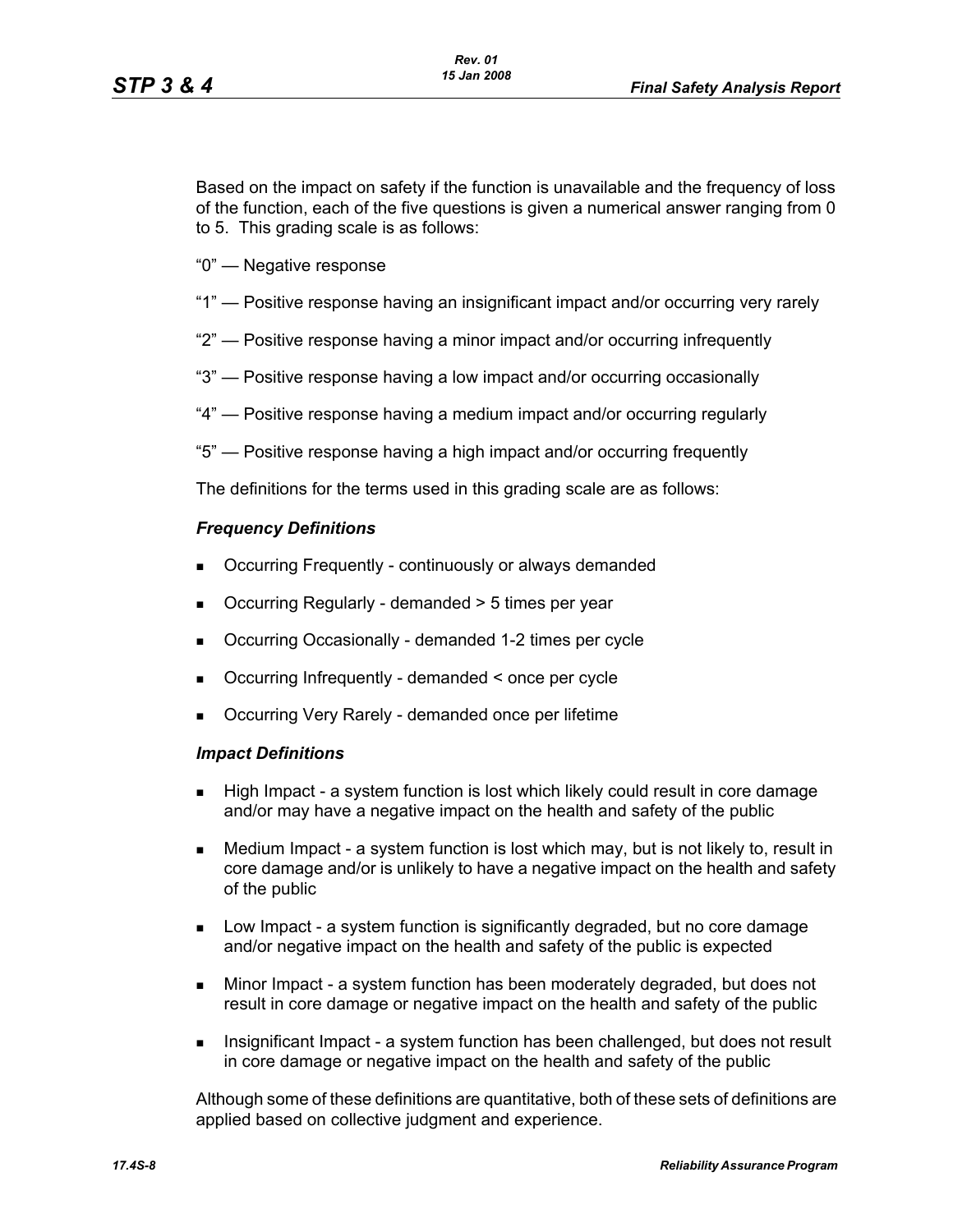Based on the impact on safety if the function is unavailable and the frequency of loss of the function, each of the five questions is given a numerical answer ranging from 0 to 5. This grading scale is as follows:

"0" — Negative response

"1" — Positive response having an insignificant impact and/or occurring very rarely

"2" — Positive response having a minor impact and/or occurring infrequently

"3" — Positive response having a low impact and/or occurring occasionally

"4" — Positive response having a medium impact and/or occurring regularly

"5" — Positive response having a high impact and/or occurring frequently

The definitions for the terms used in this grading scale are as follows:

***Frequency Definitions***

- Occurring Frequently - continuously or always demanded
- Occurring Regularly - demanded > 5 times per year
- Occurring Occasionally - demanded 1-2 times per cycle
- Occurring Infrequently - demanded < once per cycle
- Occurring Very Rarely - demanded once per lifetime

***Impact Definitions***

- High Impact - a system function is lost which likely could result in core damage and/or may have a negative impact on the health and safety of the public
- Medium Impact - a system function is lost which may, but is not likely to, result in core damage and/or is unlikely to have a negative impact on the health and safety of the public
- Low Impact - a system function is significantly degraded, but no core damage and/or negative impact on the health and safety of the public is expected
- Minor Impact - a system function has been moderately degraded, but does not result in core damage or negative impact on the health and safety of the public
- Insignificant Impact - a system function has been challenged, but does not result in core damage or negative impact on the health and safety of the public

Although some of these definitions are quantitative, both of these sets of definitions are applied based on collective judgment and experience.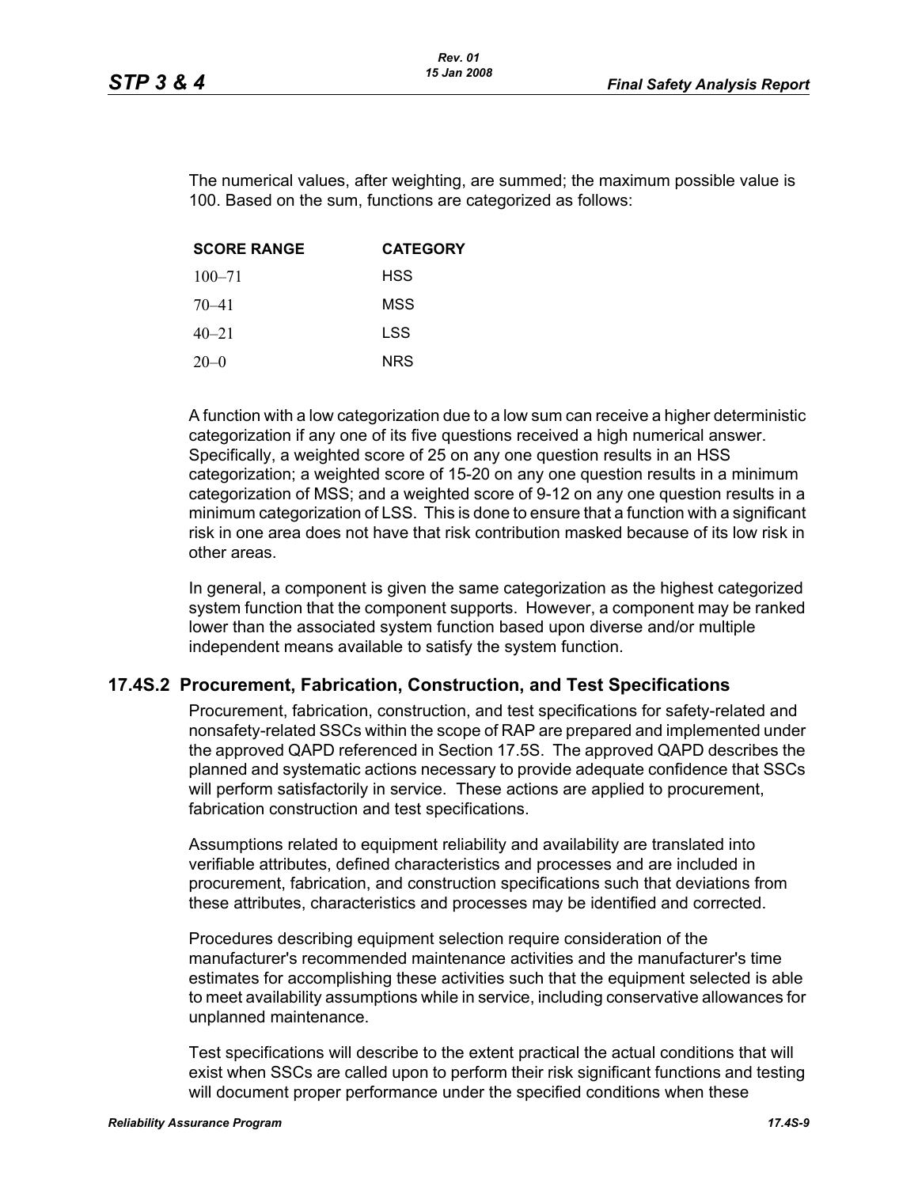The numerical values, after weighting, are summed; the maximum possible value is 100. Based on the sum, functions are categorized as follows:

| SCORE RANGE | CATEGORY |
|---|---|
| 100–71 | HSS |
| 70–41 | MSS |
| 40–21 | LSS |
| 20–0 | NRS |

A function with a low categorization due to a low sum can receive a higher deterministic categorization if any one of its five questions received a high numerical answer. Specifically, a weighted score of 25 on any one question results in an HSS categorization; a weighted score of 15-20 on any one question results in a minimum categorization of MSS; and a weighted score of 9-12 on any one question results in a minimum categorization of LSS. This is done to ensure that a function with a significant risk in one area does not have that risk contribution masked because of its low risk in other areas.

In general, a component is given the same categorization as the highest categorized system function that the component supports. However, a component may be ranked lower than the associated system function based upon diverse and/or multiple independent means available to satisfy the system function.

## 17.4S.2 Procurement, Fabrication, Construction, and Test Specifications

Procurement, fabrication, construction, and test specifications for safety-related and nonsafety-related SSCs within the scope of RAP are prepared and implemented under the approved QAPD referenced in Section 17.5S. The approved QAPD describes the planned and systematic actions necessary to provide adequate confidence that SSCs will perform satisfactorily in service. These actions are applied to procurement, fabrication construction and test specifications.

Assumptions related to equipment reliability and availability are translated into verifiable attributes, defined characteristics and processes and are included in procurement, fabrication, and construction specifications such that deviations from these attributes, characteristics and processes may be identified and corrected.

Procedures describing equipment selection require consideration of the manufacturer's recommended maintenance activities and the manufacturer's time estimates for accomplishing these activities such that the equipment selected is able to meet availability assumptions while in service, including conservative allowances for unplanned maintenance.

Test specifications will describe to the extent practical the actual conditions that will exist when SSCs are called upon to perform their risk significant functions and testing will document proper performance under the specified conditions when these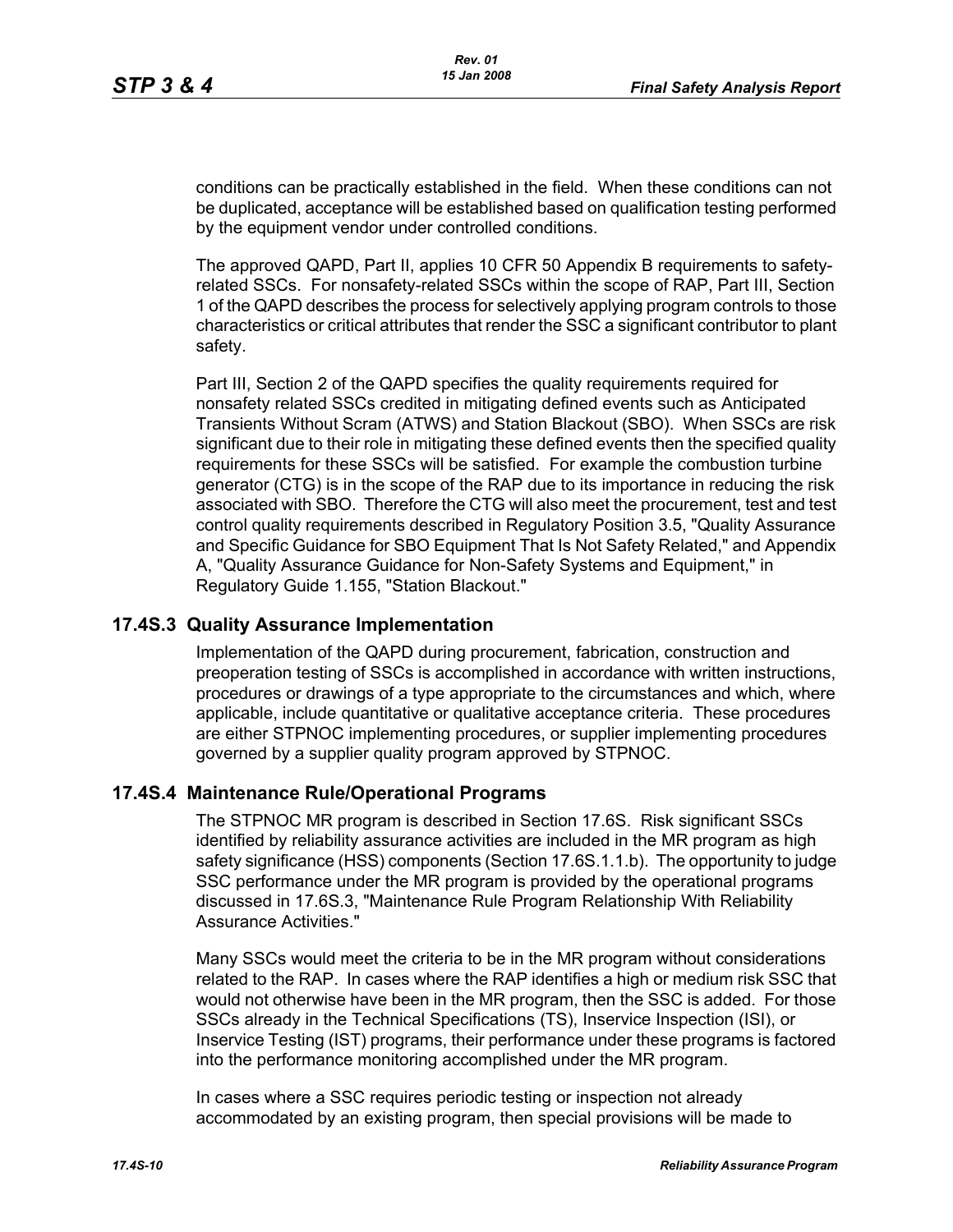conditions can be practically established in the field. When these conditions can not be duplicated, acceptance will be established based on qualification testing performed by the equipment vendor under controlled conditions.

The approved QAPD, Part II, applies 10 CFR 50 Appendix B requirements to safety-related SSCs. For nonsafety-related SSCs within the scope of RAP, Part III, Section 1 of the QAPD describes the process for selectively applying program controls to those characteristics or critical attributes that render the SSC a significant contributor to plant safety.

Part III, Section 2 of the QAPD specifies the quality requirements required for nonsafety related SSCs credited in mitigating defined events such as Anticipated Transients Without Scram (ATWS) and Station Blackout (SBO). When SSCs are risk significant due to their role in mitigating these defined events then the specified quality requirements for these SSCs will be satisfied. For example the combustion turbine generator (CTG) is in the scope of the RAP due to its importance in reducing the risk associated with SBO. Therefore the CTG will also meet the procurement, test and test control quality requirements described in Regulatory Position 3.5, "Quality Assurance and Specific Guidance for SBO Equipment That Is Not Safety Related," and Appendix A, "Quality Assurance Guidance for Non-Safety Systems and Equipment," in Regulatory Guide 1.155, "Station Blackout."

## 17.4S.3 Quality Assurance Implementation

Implementation of the QAPD during procurement, fabrication, construction and preoperation testing of SSCs is accomplished in accordance with written instructions, procedures or drawings of a type appropriate to the circumstances and which, where applicable, include quantitative or qualitative acceptance criteria. These procedures are either STPNOC implementing procedures, or supplier implementing procedures governed by a supplier quality program approved by STPNOC.

## 17.4S.4 Maintenance Rule/Operational Programs

The STPNOC MR program is described in Section 17.6S. Risk significant SSCs identified by reliability assurance activities are included in the MR program as high safety significance (HSS) components (Section 17.6S.1.1.b). The opportunity to judge SSC performance under the MR program is provided by the operational programs discussed in 17.6S.3, "Maintenance Rule Program Relationship With Reliability Assurance Activities."

Many SSCs would meet the criteria to be in the MR program without considerations related to the RAP. In cases where the RAP identifies a high or medium risk SSC that would not otherwise have been in the MR program, then the SSC is added. For those SSCs already in the Technical Specifications (TS), Inservice Inspection (ISI), or Inservice Testing (IST) programs, their performance under these programs is factored into the performance monitoring accomplished under the MR program.

In cases where a SSC requires periodic testing or inspection not already accommodated by an existing program, then special provisions will be made to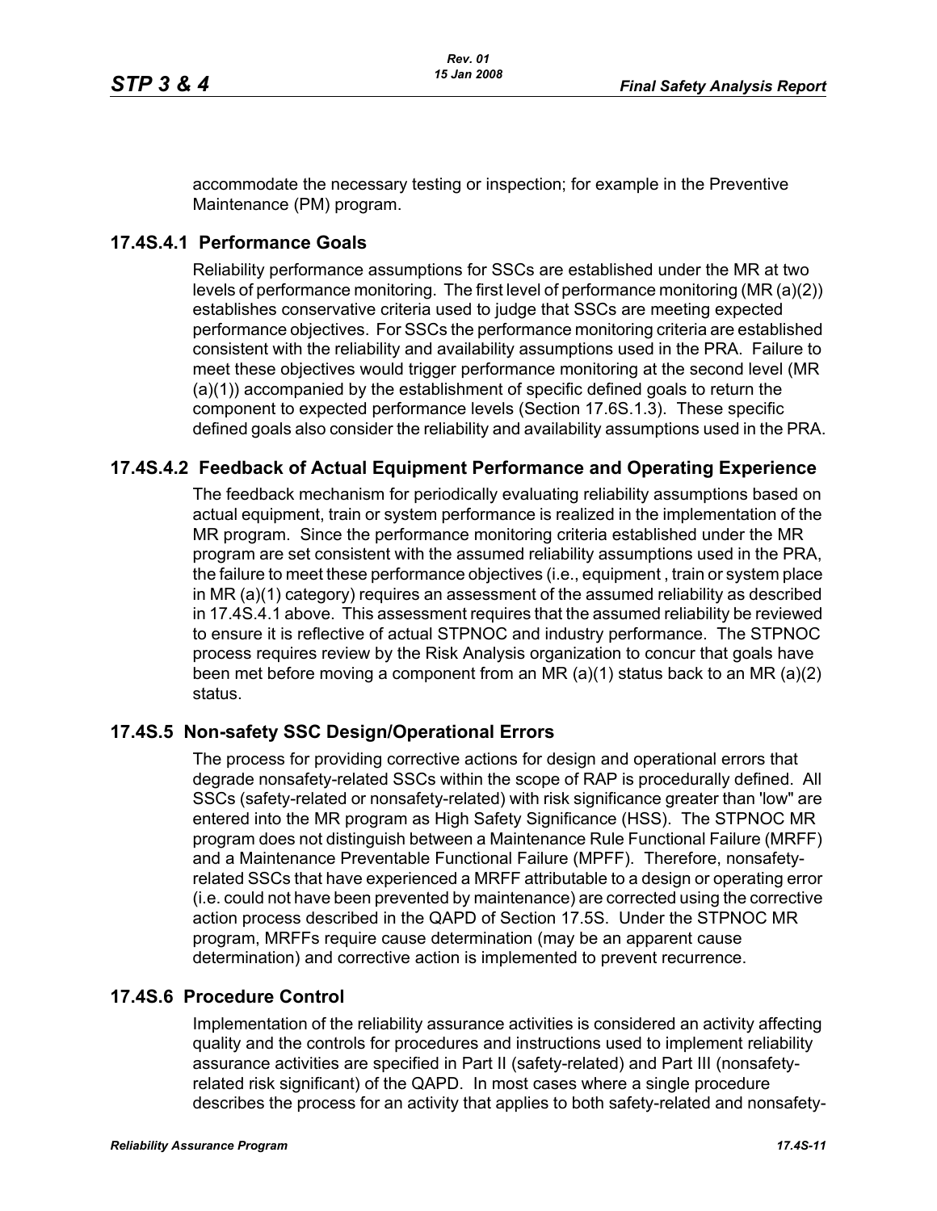accommodate the necessary testing or inspection; for example in the Preventive Maintenance (PM) program.

### 17.4S.4.1 Performance Goals

Reliability performance assumptions for SSCs are established under the MR at two levels of performance monitoring. The first level of performance monitoring (MR (a)(2)) establishes conservative criteria used to judge that SSCs are meeting expected performance objectives. For SSCs the performance monitoring criteria are established consistent with the reliability and availability assumptions used in the PRA. Failure to meet these objectives would trigger performance monitoring at the second level (MR (a)(1)) accompanied by the establishment of specific defined goals to return the component to expected performance levels (Section 17.6S.1.3). These specific defined goals also consider the reliability and availability assumptions used in the PRA.

### 17.4S.4.2 Feedback of Actual Equipment Performance and Operating Experience

The feedback mechanism for periodically evaluating reliability assumptions based on actual equipment, train or system performance is realized in the implementation of the MR program. Since the performance monitoring criteria established under the MR program are set consistent with the assumed reliability assumptions used in the PRA, the failure to meet these performance objectives (i.e., equipment , train or system place in MR (a)(1) category) requires an assessment of the assumed reliability as described in 17.4S.4.1 above. This assessment requires that the assumed reliability be reviewed to ensure it is reflective of actual STPNOC and industry performance. The STPNOC process requires review by the Risk Analysis organization to concur that goals have been met before moving a component from an MR (a)(1) status back to an MR (a)(2) status.

## 17.4S.5 Non-safety SSC Design/Operational Errors

The process for providing corrective actions for design and operational errors that degrade nonsafety-related SSCs within the scope of RAP is procedurally defined. All SSCs (safety-related or nonsafety-related) with risk significance greater than 'low" are entered into the MR program as High Safety Significance (HSS). The STPNOC MR program does not distinguish between a Maintenance Rule Functional Failure (MRFF) and a Maintenance Preventable Functional Failure (MPFF). Therefore, nonsafety-related SSCs that have experienced a MRFF attributable to a design or operating error (i.e. could not have been prevented by maintenance) are corrected using the corrective action process described in the QAPD of Section 17.5S. Under the STPNOC MR program, MRFFs require cause determination (may be an apparent cause determination) and corrective action is implemented to prevent recurrence.

## 17.4S.6 Procedure Control

Implementation of the reliability assurance activities is considered an activity affecting quality and the controls for procedures and instructions used to implement reliability assurance activities are specified in Part II (safety-related) and Part III (nonsafety-related risk significant) of the QAPD. In most cases where a single procedure describes the process for an activity that applies to both safety-related and nonsafety-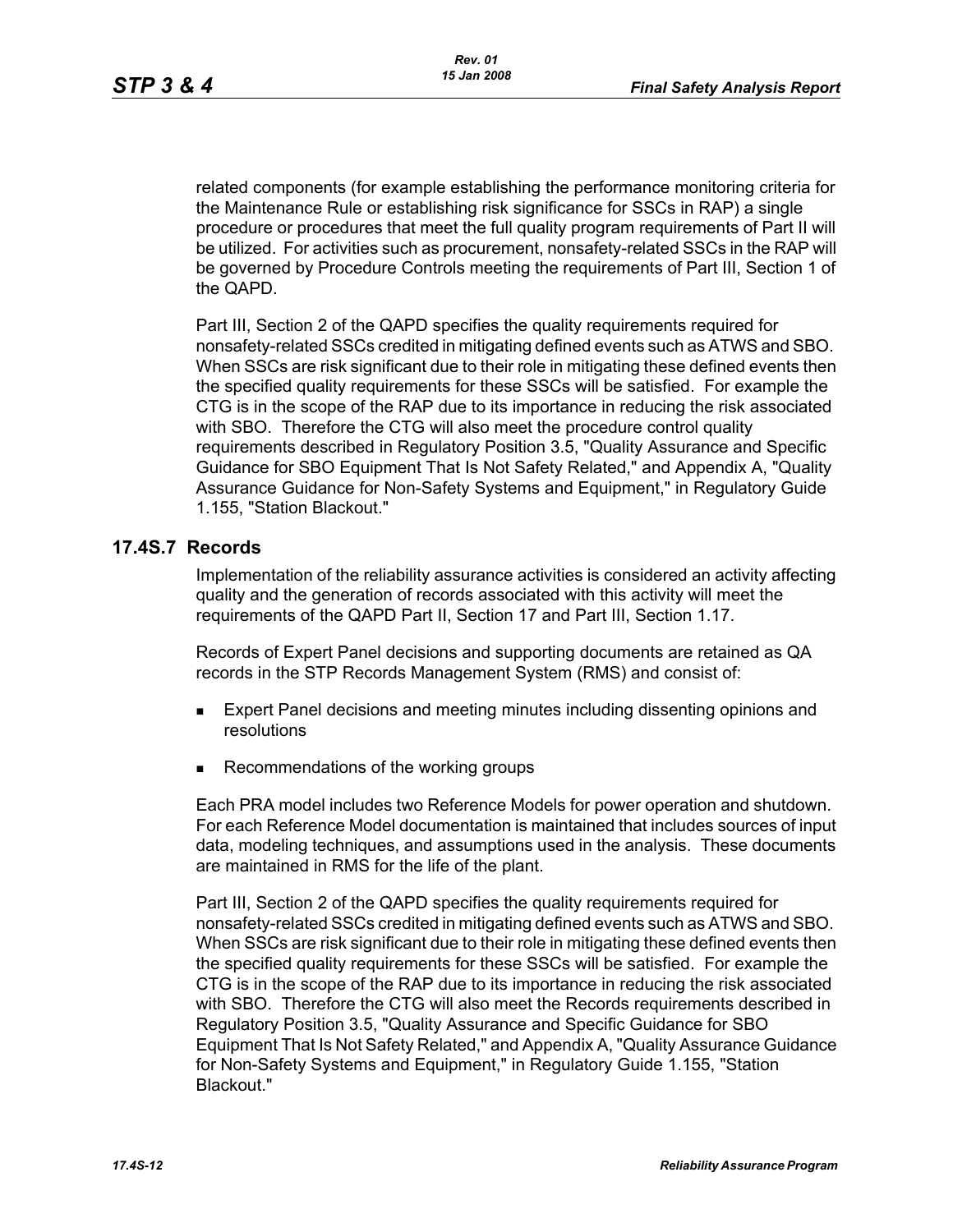related components (for example establishing the performance monitoring criteria for the Maintenance Rule or establishing risk significance for SSCs in RAP) a single procedure or procedures that meet the full quality program requirements of Part II will be utilized. For activities such as procurement, nonsafety-related SSCs in the RAP will be governed by Procedure Controls meeting the requirements of Part III, Section 1 of the QAPD.

Part III, Section 2 of the QAPD specifies the quality requirements required for nonsafety-related SSCs credited in mitigating defined events such as ATWS and SBO. When SSCs are risk significant due to their role in mitigating these defined events then the specified quality requirements for these SSCs will be satisfied. For example the CTG is in the scope of the RAP due to its importance in reducing the risk associated with SBO. Therefore the CTG will also meet the procedure control quality requirements described in Regulatory Position 3.5, "Quality Assurance and Specific Guidance for SBO Equipment That Is Not Safety Related," and Appendix A, "Quality Assurance Guidance for Non-Safety Systems and Equipment," in Regulatory Guide 1.155, "Station Blackout."

## 17.4S.7 Records

Implementation of the reliability assurance activities is considered an activity affecting quality and the generation of records associated with this activity will meet the requirements of the QAPD Part II, Section 17 and Part III, Section 1.17.

Records of Expert Panel decisions and supporting documents are retained as QA records in the STP Records Management System (RMS) and consist of:

- Expert Panel decisions and meeting minutes including dissenting opinions and resolutions
- Recommendations of the working groups

Each PRA model includes two Reference Models for power operation and shutdown. For each Reference Model documentation is maintained that includes sources of input data, modeling techniques, and assumptions used in the analysis. These documents are maintained in RMS for the life of the plant.

Part III, Section 2 of the QAPD specifies the quality requirements required for nonsafety-related SSCs credited in mitigating defined events such as ATWS and SBO. When SSCs are risk significant due to their role in mitigating these defined events then the specified quality requirements for these SSCs will be satisfied. For example the CTG is in the scope of the RAP due to its importance in reducing the risk associated with SBO. Therefore the CTG will also meet the Records requirements described in Regulatory Position 3.5, "Quality Assurance and Specific Guidance for SBO Equipment That Is Not Safety Related," and Appendix A, "Quality Assurance Guidance for Non-Safety Systems and Equipment," in Regulatory Guide 1.155, "Station Blackout."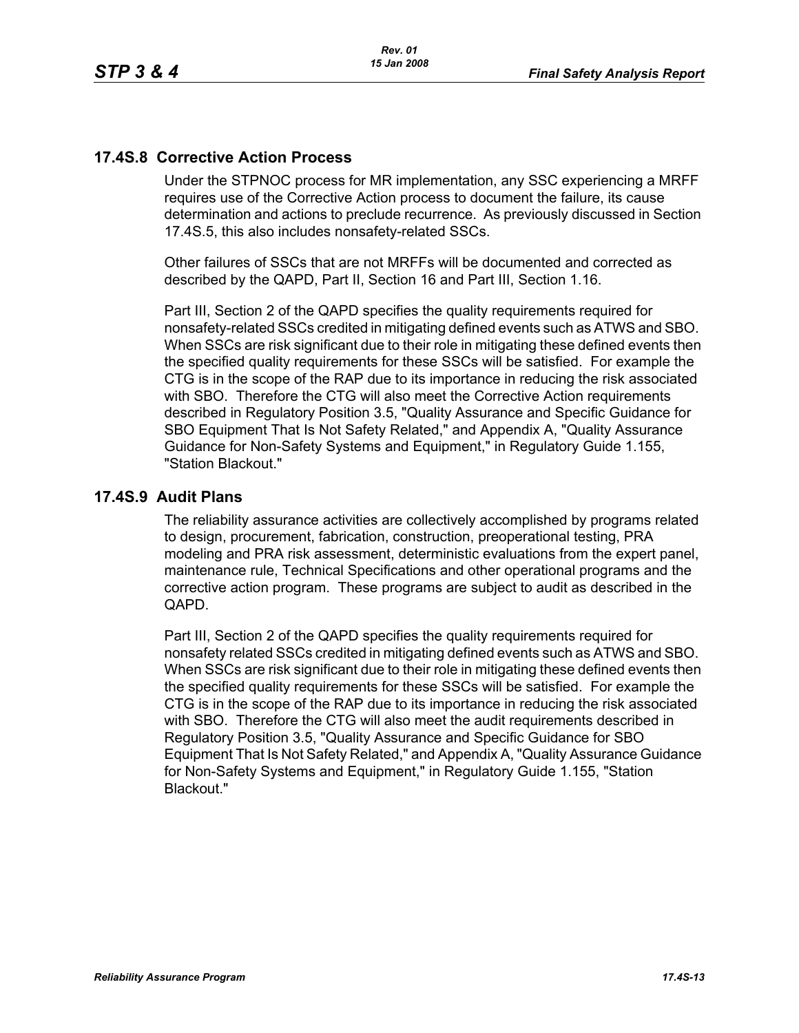## 17.4S.8 Corrective Action Process

Under the STPNOC process for MR implementation, any SSC experiencing a MRFF requires use of the Corrective Action process to document the failure, its cause determination and actions to preclude recurrence. As previously discussed in Section 17.4S.5, this also includes nonsafety-related SSCs.

Other failures of SSCs that are not MRFFs will be documented and corrected as described by the QAPD, Part II, Section 16 and Part III, Section 1.16.

Part III, Section 2 of the QAPD specifies the quality requirements required for nonsafety-related SSCs credited in mitigating defined events such as ATWS and SBO. When SSCs are risk significant due to their role in mitigating these defined events then the specified quality requirements for these SSCs will be satisfied. For example the CTG is in the scope of the RAP due to its importance in reducing the risk associated with SBO. Therefore the CTG will also meet the Corrective Action requirements described in Regulatory Position 3.5, "Quality Assurance and Specific Guidance for SBO Equipment That Is Not Safety Related," and Appendix A, "Quality Assurance Guidance for Non-Safety Systems and Equipment," in Regulatory Guide 1.155, "Station Blackout."

## 17.4S.9 Audit Plans

The reliability assurance activities are collectively accomplished by programs related to design, procurement, fabrication, construction, preoperational testing, PRA modeling and PRA risk assessment, deterministic evaluations from the expert panel, maintenance rule, Technical Specifications and other operational programs and the corrective action program. These programs are subject to audit as described in the QAPD.

Part III, Section 2 of the QAPD specifies the quality requirements required for nonsafety related SSCs credited in mitigating defined events such as ATWS and SBO. When SSCs are risk significant due to their role in mitigating these defined events then the specified quality requirements for these SSCs will be satisfied. For example the CTG is in the scope of the RAP due to its importance in reducing the risk associated with SBO. Therefore the CTG will also meet the audit requirements described in Regulatory Position 3.5, "Quality Assurance and Specific Guidance for SBO Equipment That Is Not Safety Related," and Appendix A, "Quality Assurance Guidance for Non-Safety Systems and Equipment," in Regulatory Guide 1.155, "Station Blackout."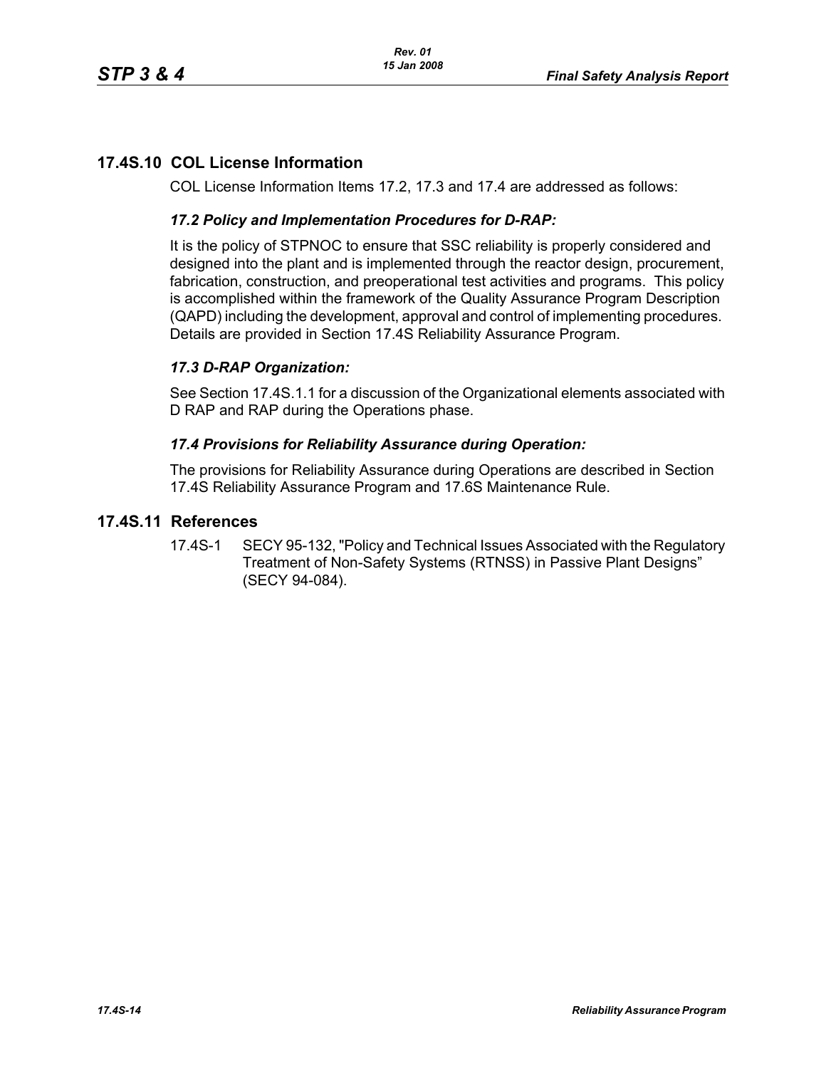## 17.4S.10 COL License Information

COL License Information Items 17.2, 17.3 and 17.4 are addressed as follows:

### *17.2 Policy and Implementation Procedures for D-RAP:*

It is the policy of STPNOC to ensure that SSC reliability is properly considered and designed into the plant and is implemented through the reactor design, procurement, fabrication, construction, and preoperational test activities and programs. This policy is accomplished within the framework of the Quality Assurance Program Description (QAPD) including the development, approval and control of implementing procedures. Details are provided in Section 17.4S Reliability Assurance Program.

### *17.3 D-RAP Organization:*

See Section 17.4S.1.1 for a discussion of the Organizational elements associated with D RAP and RAP during the Operations phase.

### *17.4 Provisions for Reliability Assurance during Operation:*

The provisions for Reliability Assurance during Operations are described in Section 17.4S Reliability Assurance Program and 17.6S Maintenance Rule.

## 17.4S.11 References

17.4S-1 SECY 95-132, "Policy and Technical Issues Associated with the Regulatory Treatment of Non-Safety Systems (RTNSS) in Passive Plant Designs" (SECY 94-084).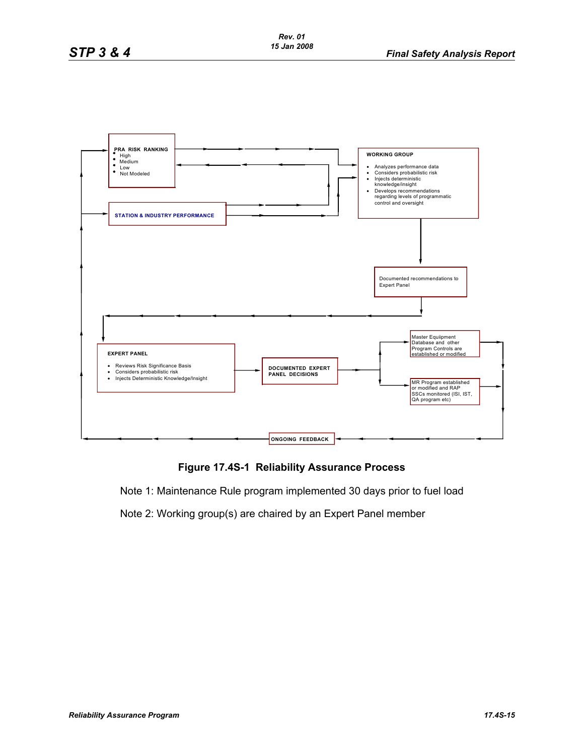PRA RISK RANKING
- High
- Medium
- Low
- Not Modeled

STATION & INDUSTRY PERFORMANCE

WORKING GROUP
- Analyzes performance data
- Considers probabilistic risk
- Injects deterministic knowledge/insight
- Develops recommendations regarding levels of programmatic control and oversight

Documented recommendations to Expert Panel

EXPERT PANEL
- Reviews Risk Significance Basis
- Considers probabilistic risk
- Injects Deterministic Knowledge/Insight

DOCUMENTED EXPERT PANEL DECISIONS

Master Equiipment Database and other Program Controls are established or modified

MR Program established or modified and RAP SSCs monitored (ISI, IST, QA program etc)

ONGOING FEEDBACK

**Figure 17.4S-1 Reliability Assurance Process**

Note 1: Maintenance Rule program implemented 30 days prior to fuel load

Note 2: Working group(s) are chaired by an Expert Panel member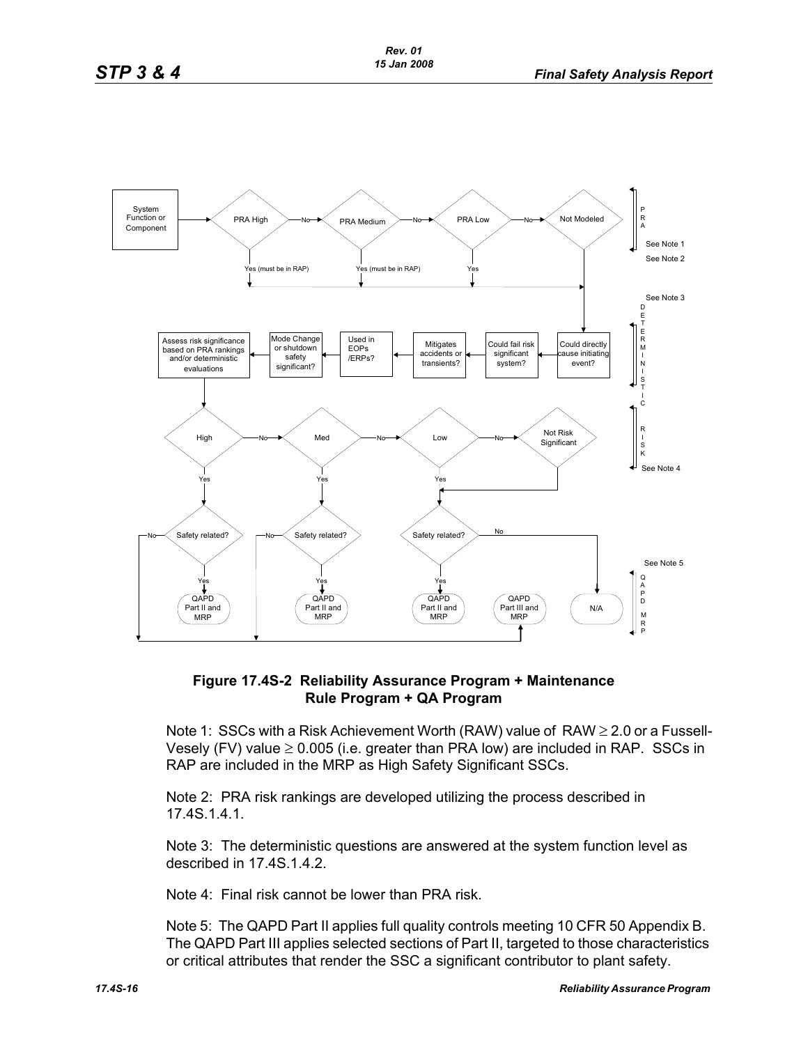System Function or Component

PRA High

No

PRA Medium

No

PRA Low

No

Not Modeled

Yes (must be in RAP)

Yes (must be in RAP)

Yes

P R A

See Note 1

See Note 2

See Note 3

D E T E R M I N I S T I C

Could directly cause initiating event?

Could fail risk significant system?

Mitigates accidents or transients?

Used in EOPs /ERPs?

Mode Change or shutdown safety significant?

Assess risk significance based on PRA rankings and/or deterministic evaluations

High

No

Med

No

Low

No

Not Risk Significant

Yes

Yes

Yes

R I S K

See Note 4

Safety related?

Safety related?

Safety related?

No

No

No

See Note 5

Yes

Yes

Yes

QAPD Part II and MRP

QAPD Part II and MRP

QAPD Part II and MRP

QAPD Part III and MRP

N/A

Q A P D

M R P

**Figure 17.4S-2 Reliability Assurance Program + Maintenance Rule Program + QA Program**

Note 1: SSCs with a Risk Achievement Worth (RAW) value of RAW $\geq$ 2.0 or a Fussell-Vesely (FV) value $\geq$ 0.005 (i.e. greater than PRA low) are included in RAP. SSCs in RAP are included in the MRP as High Safety Significant SSCs.

Note 2: PRA risk rankings are developed utilizing the process described in 17.4S.1.4.1.

Note 3: The deterministic questions are answered at the system function level as described in 17.4S.1.4.2.

Note 4: Final risk cannot be lower than PRA risk.

Note 5: The QAPD Part II applies full quality controls meeting 10 CFR 50 Appendix B. The QAPD Part III applies selected sections of Part II, targeted to those characteristics or critical attributes that render the SSC a significant contributor to plant safety.